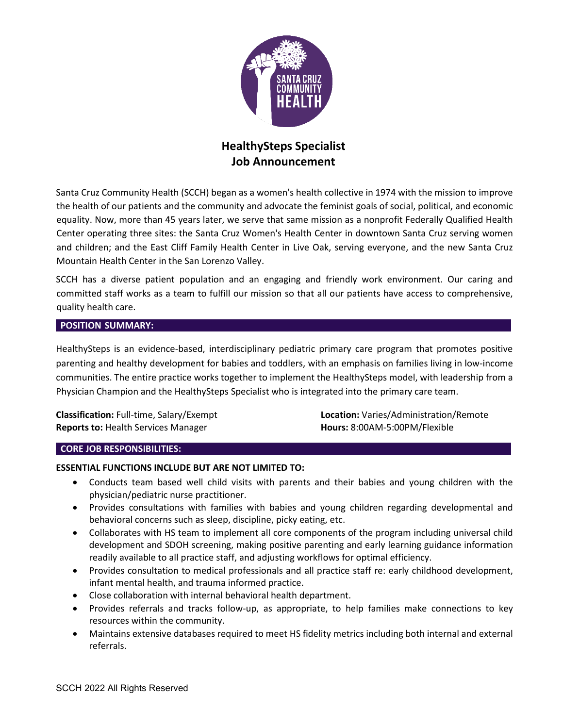# HealthySteps Specialist
# Job Announcement

Santa Cruz Community Health (SCCH) began as a women's health collective in 1974 with the mission to improve the health of our patients and the community and advocate the feminist goals of social, political, and economic equality. Now, more than 45 years later, we serve that same mission as a nonprofit Federally Qualified Health Center operating three sites: the Santa Cruz Women's Health Center in downtown Santa Cruz serving women and children; and the East Cliff Family Health Center in Live Oak, serving everyone, and the new Santa Cruz Mountain Health Center in the San Lorenzo Valley.

SCCH has a diverse patient population and an engaging and friendly work environment. Our caring and committed staff works as a team to fulfill our mission so that all our patients have access to comprehensive, quality health care.

## POSITION SUMMARY:

HealthySteps is an evidence-based, interdisciplinary pediatric primary care program that promotes positive parenting and healthy development for babies and toddlers, with an emphasis on families living in low-income communities. The entire practice works together to implement the HealthySteps model, with leadership from a Physician Champion and the HealthySteps Specialist who is integrated into the primary care team.

**Classification:** Full-time, Salary/Exempt
**Reports to:** Health Services Manager
**Location:** Varies/Administration/Remote
**Hours:** 8:00AM-5:00PM/Flexible

## CORE JOB RESPONSIBILITIES:

**ESSENTIAL FUNCTIONS INCLUDE BUT ARE NOT LIMITED TO:**

- Conducts team based well child visits with parents and their babies and young children with the physician/pediatric nurse practitioner.
- Provides consultations with families with babies and young children regarding developmental and behavioral concerns such as sleep, discipline, picky eating, etc.
- Collaborates with HS team to implement all core components of the program including universal child development and SDOH screening, making positive parenting and early learning guidance information readily available to all practice staff, and adjusting workflows for optimal efficiency.
- Provides consultation to medical professionals and all practice staff re: early childhood development, infant mental health, and trauma informed practice.
- Close collaboration with internal behavioral health department.
- Provides referrals and tracks follow-up, as appropriate, to help families make connections to key resources within the community.
- Maintains extensive databases required to meet HS fidelity metrics including both internal and external referrals.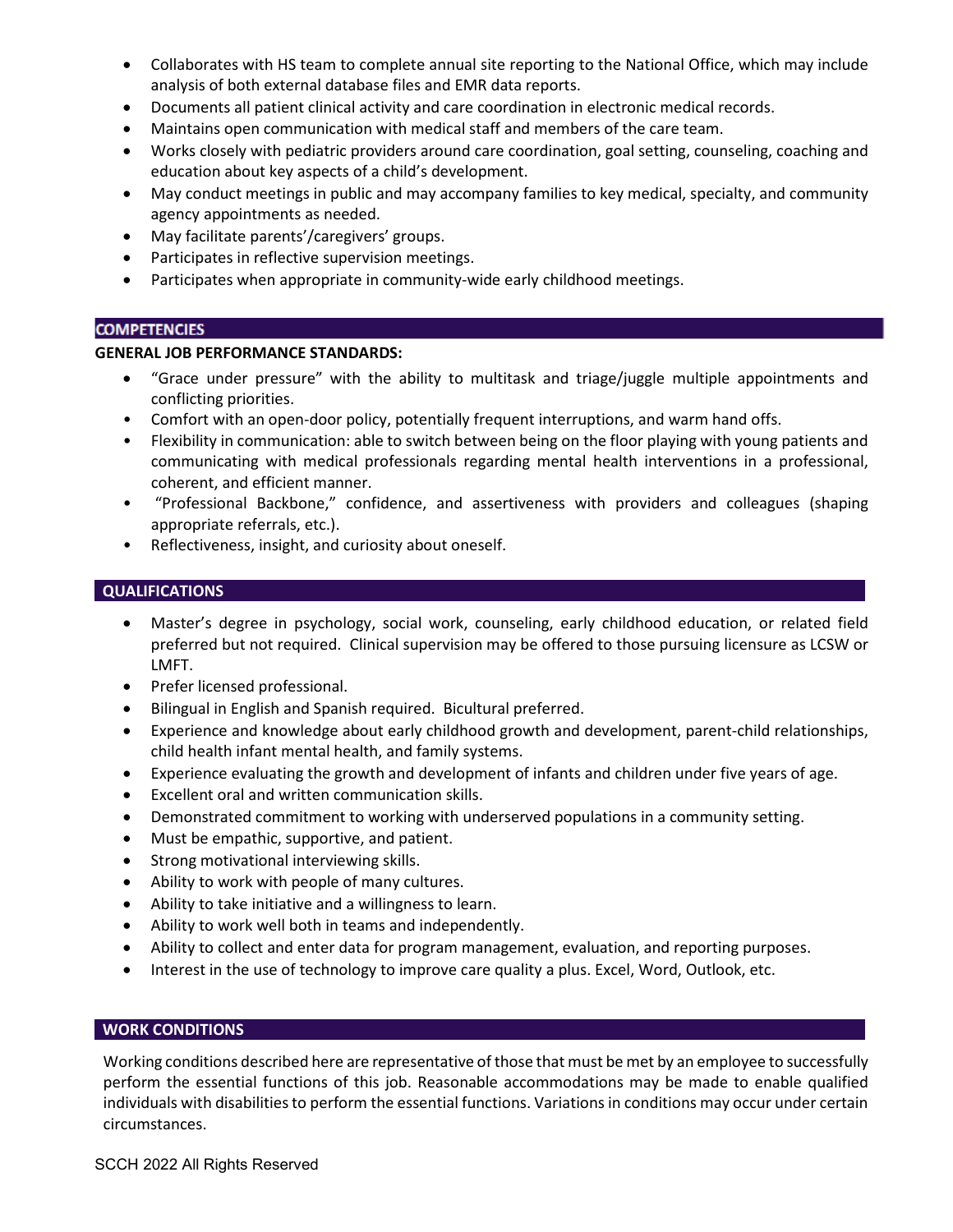- Collaborates with HS team to complete annual site reporting to the National Office, which may include analysis of both external database files and EMR data reports.
- Documents all patient clinical activity and care coordination in electronic medical records.
- Maintains open communication with medical staff and members of the care team.
- Works closely with pediatric providers around care coordination, goal setting, counseling, coaching and education about key aspects of a child's development.
- May conduct meetings in public and may accompany families to key medical, specialty, and community agency appointments as needed.
- May facilitate parents'/caregivers' groups.
- Participates in reflective supervision meetings.
- Participates when appropriate in community-wide early childhood meetings.

## COMPETENCIES

**GENERAL JOB PERFORMANCE STANDARDS:**

- "Grace under pressure" with the ability to multitask and triage/juggle multiple appointments and conflicting priorities.
- Comfort with an open-door policy, potentially frequent interruptions, and warm hand offs.
- Flexibility in communication: able to switch between being on the floor playing with young patients and communicating with medical professionals regarding mental health interventions in a professional, coherent, and efficient manner.
- "Professional Backbone," confidence, and assertiveness with providers and colleagues (shaping appropriate referrals, etc.).
- Reflectiveness, insight, and curiosity about oneself.

## QUALIFICATIONS

- Master's degree in psychology, social work, counseling, early childhood education, or related field preferred but not required. Clinical supervision may be offered to those pursuing licensure as LCSW or LMFT.
- Prefer licensed professional.
- Bilingual in English and Spanish required. Bicultural preferred.
- Experience and knowledge about early childhood growth and development, parent-child relationships, child health infant mental health, and family systems.
- Experience evaluating the growth and development of infants and children under five years of age.
- Excellent oral and written communication skills.
- Demonstrated commitment to working with underserved populations in a community setting.
- Must be empathic, supportive, and patient.
- Strong motivational interviewing skills.
- Ability to work with people of many cultures.
- Ability to take initiative and a willingness to learn.
- Ability to work well both in teams and independently.
- Ability to collect and enter data for program management, evaluation, and reporting purposes.
- Interest in the use of technology to improve care quality a plus. Excel, Word, Outlook, etc.

## WORK CONDITIONS

Working conditions described here are representative of those that must be met by an employee to successfully perform the essential functions of this job. Reasonable accommodations may be made to enable qualified individuals with disabilities to perform the essential functions. Variations in conditions may occur under certain circumstances.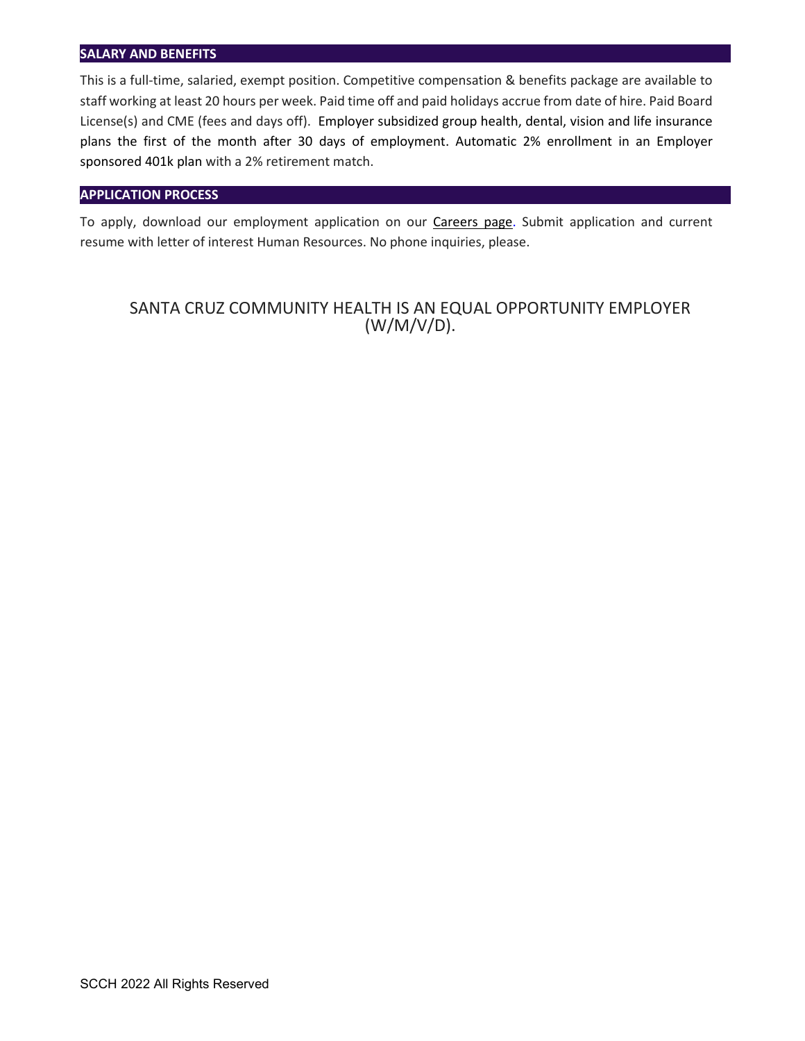## SALARY AND BENEFITS

This is a full-time, salaried, exempt position. Competitive compensation & benefits package are available to staff working at least 20 hours per week. Paid time off and paid holidays accrue from date of hire. Paid Board License(s) and CME (fees and days off). Employer subsidized group health, dental, vision and life insurance plans the first of the month after 30 days of employment. Automatic 2% enrollment in an Employer sponsored 401k plan with a 2% retirement match.

## APPLICATION PROCESS

To apply, download our employment application on our Careers page. Submit application and current resume with letter of interest Human Resources. No phone inquiries, please.

SANTA CRUZ COMMUNITY HEALTH IS AN EQUAL OPPORTUNITY EMPLOYER (W/M/V/D).

SCCH 2022 All Rights Reserved